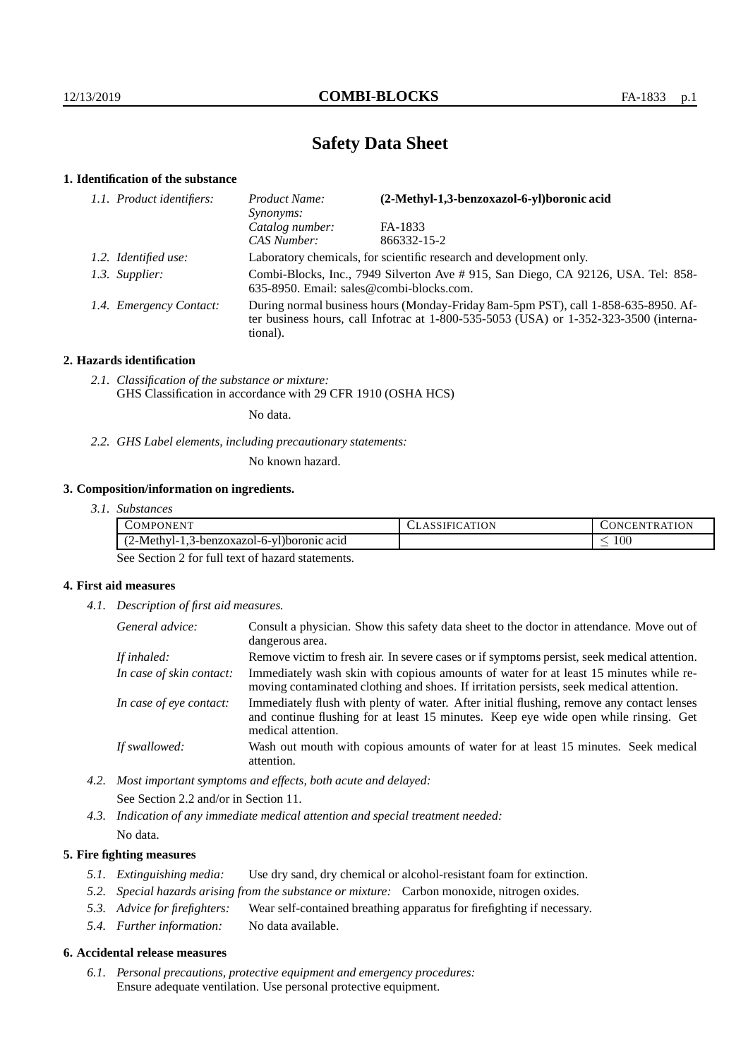# Safety Data Sheet

## 1. Identification of the substance

| | | |
|---|---|---|
| *1.1. Product identifiers:* | *Product Name:* | **(2-Methyl-1,3-benzoxazol-6-yl)boronic acid** |
| | *Synonyms:* | |
| | *Catalog number:* | FA-1833 |
| | *CAS Number:* | 866332-15-2 |
| *1.2. Identified use:* | Laboratory chemicals, for scientific research and development only. | |
| *1.3. Supplier:* | Combi-Blocks, Inc., 7949 Silverton Ave # 915, San Diego, CA 92126, USA. Tel: 858-635-8950. Email: sales@combi-blocks.com. | |
| *1.4. Emergency Contact:* | During normal business hours (Monday-Friday 8am-5pm PST), call 1-858-635-8950. After business hours, call Infotrac at 1-800-535-5053 (USA) or 1-352-323-3500 (international). | |

## 2. Hazards identification

*2.1. Classification of the substance or mixture:*
GHS Classification in accordance with 29 CFR 1910 (OSHA HCS)

No data.

*2.2. GHS Label elements, including precautionary statements:*

No known hazard.

## 3. Composition/information on ingredients.

*3.1. Substances*

| COMPONENT | CLASSIFICATION | CONCENTRATION |
|---|---|---|
| (2-Methyl-1,3-benzoxazol-6-yl)boronic acid | | $\leq 100$ |

See Section 2 for full text of hazard statements.

## 4. First aid measures

*4.1. Description of first aid measures.*

| | |
|---|---|
| *General advice:* | Consult a physician. Show this safety data sheet to the doctor in attendance. Move out of dangerous area. |
| *If inhaled:* | Remove victim to fresh air. In severe cases or if symptoms persist, seek medical attention. |
| *In case of skin contact:* | Immediately wash skin with copious amounts of water for at least 15 minutes while removing contaminated clothing and shoes. If irritation persists, seek medical attention. |
| *In case of eye contact:* | Immediately flush with plenty of water. After initial flushing, remove any contact lenses and continue flushing for at least 15 minutes. Keep eye wide open while rinsing. Get medical attention. |
| *If swallowed:* | Wash out mouth with copious amounts of water for at least 15 minutes. Seek medical attention. |

*4.2. Most important symptoms and effects, both acute and delayed:*
See Section 2.2 and/or in Section 11.

*4.3. Indication of any immediate medical attention and special treatment needed:*
No data.

## 5. Fire fighting measures

*5.1. Extinguishing media:* Use dry sand, dry chemical or alcohol-resistant foam for extinction.

*5.2. Special hazards arising from the substance or mixture:* Carbon monoxide, nitrogen oxides.

*5.3. Advice for firefighters:* Wear self-contained breathing apparatus for firefighting if necessary.

*5.4. Further information:* No data available.

## 6. Accidental release measures

*6.1. Personal precautions, protective equipment and emergency procedures:*
Ensure adequate ventilation. Use personal protective equipment.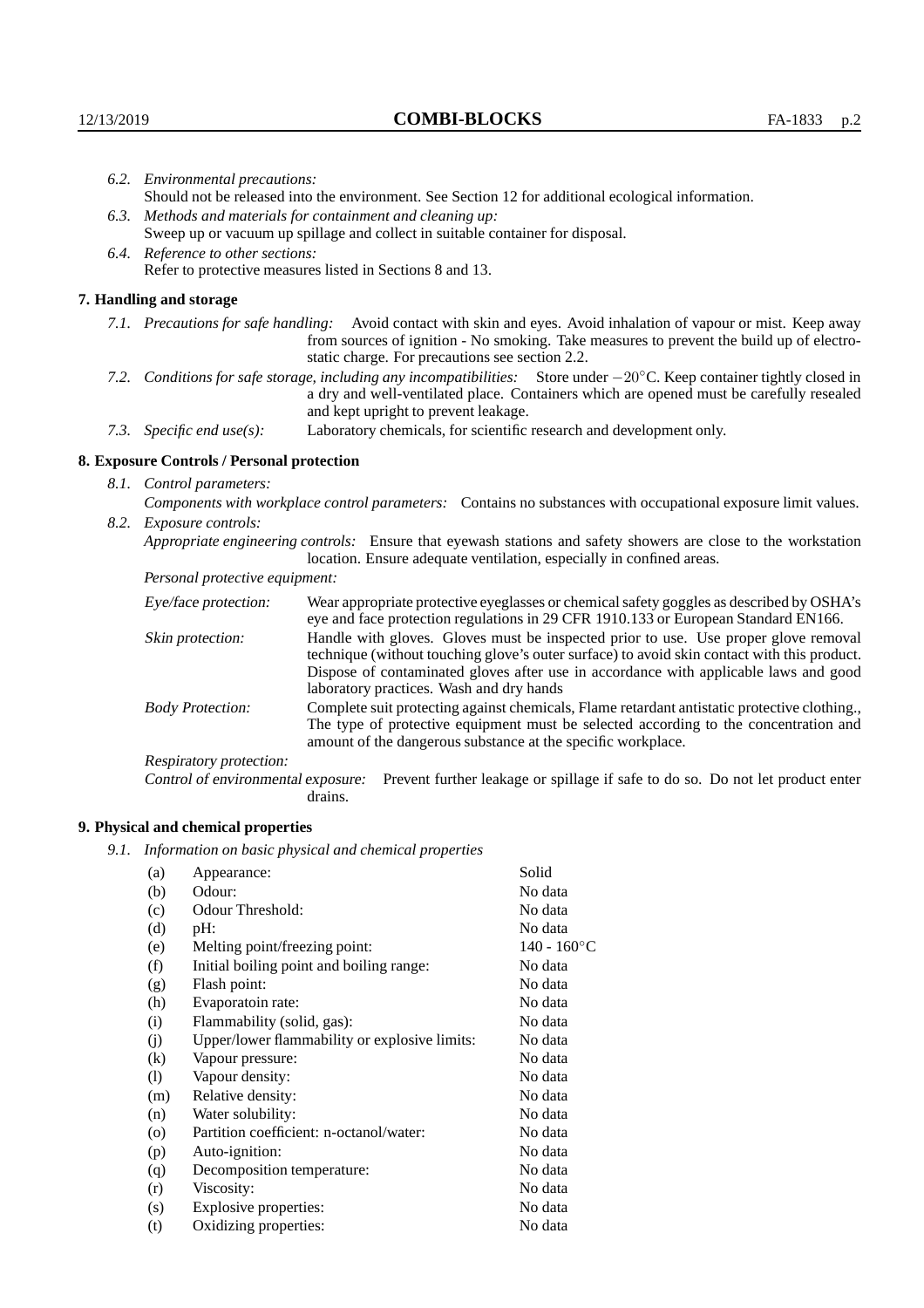*6.2. Environmental precautions:*

Should not be released into the environment. See Section 12 for additional ecological information.

*6.3. Methods and materials for containment and cleaning up:*

Sweep up or vacuum up spillage and collect in suitable container for disposal.

*6.4. Reference to other sections:*

Refer to protective measures listed in Sections 8 and 13.

## 7. Handling and storage

*7.1. Precautions for safe handling:* Avoid contact with skin and eyes. Avoid inhalation of vapour or mist. Keep away from sources of ignition - No smoking. Take measures to prevent the build up of electrostatic charge. For precautions see section 2.2.

*7.2. Conditions for safe storage, including any incompatibilities:* Store under $-20°C$. Keep container tightly closed in a dry and well-ventilated place. Containers which are opened must be carefully resealed and kept upright to prevent leakage.

*7.3. Specific end use(s):* Laboratory chemicals, for scientific research and development only.

## 8. Exposure Controls / Personal protection

*8.1. Control parameters:*

*Components with workplace control parameters:* Contains no substances with occupational exposure limit values.

*8.2. Exposure controls:*

*Appropriate engineering controls:* Ensure that eyewash stations and safety showers are close to the workstation location. Ensure adequate ventilation, especially in confined areas.

*Personal protective equipment:*

*Eye/face protection:* Wear appropriate protective eyeglasses or chemical safety goggles as described by OSHA's eye and face protection regulations in 29 CFR 1910.133 or European Standard EN166.

*Skin protection:* Handle with gloves. Gloves must be inspected prior to use. Use proper glove removal technique (without touching glove's outer surface) to avoid skin contact with this product. Dispose of contaminated gloves after use in accordance with applicable laws and good laboratory practices. Wash and dry hands

*Body Protection:* Complete suit protecting against chemicals, Flame retardant antistatic protective clothing., The type of protective equipment must be selected according to the concentration and amount of the dangerous substance at the specific workplace.

*Respiratory protection:*

*Control of environmental exposure:* Prevent further leakage or spillage if safe to do so. Do not let product enter drains.

## 9. Physical and chemical properties

*9.1. Information on basic physical and chemical properties*

| | | |
|---|---|---|
| (a) | Appearance: | Solid |
| (b) | Odour: | No data |
| (c) | Odour Threshold: | No data |
| (d) | pH: | No data |
| (e) | Melting point/freezing point: | 140 - 160°C |
| (f) | Initial boiling point and boiling range: | No data |
| (g) | Flash point: | No data |
| (h) | Evaporatoin rate: | No data |
| (i) | Flammability (solid, gas): | No data |
| (j) | Upper/lower flammability or explosive limits: | No data |
| (k) | Vapour pressure: | No data |
| (l) | Vapour density: | No data |
| (m) | Relative density: | No data |
| (n) | Water solubility: | No data |
| (o) | Partition coefficient: n-octanol/water: | No data |
| (p) | Auto-ignition: | No data |
| (q) | Decomposition temperature: | No data |
| (r) | Viscosity: | No data |
| (s) | Explosive properties: | No data |
| (t) | Oxidizing properties: | No data |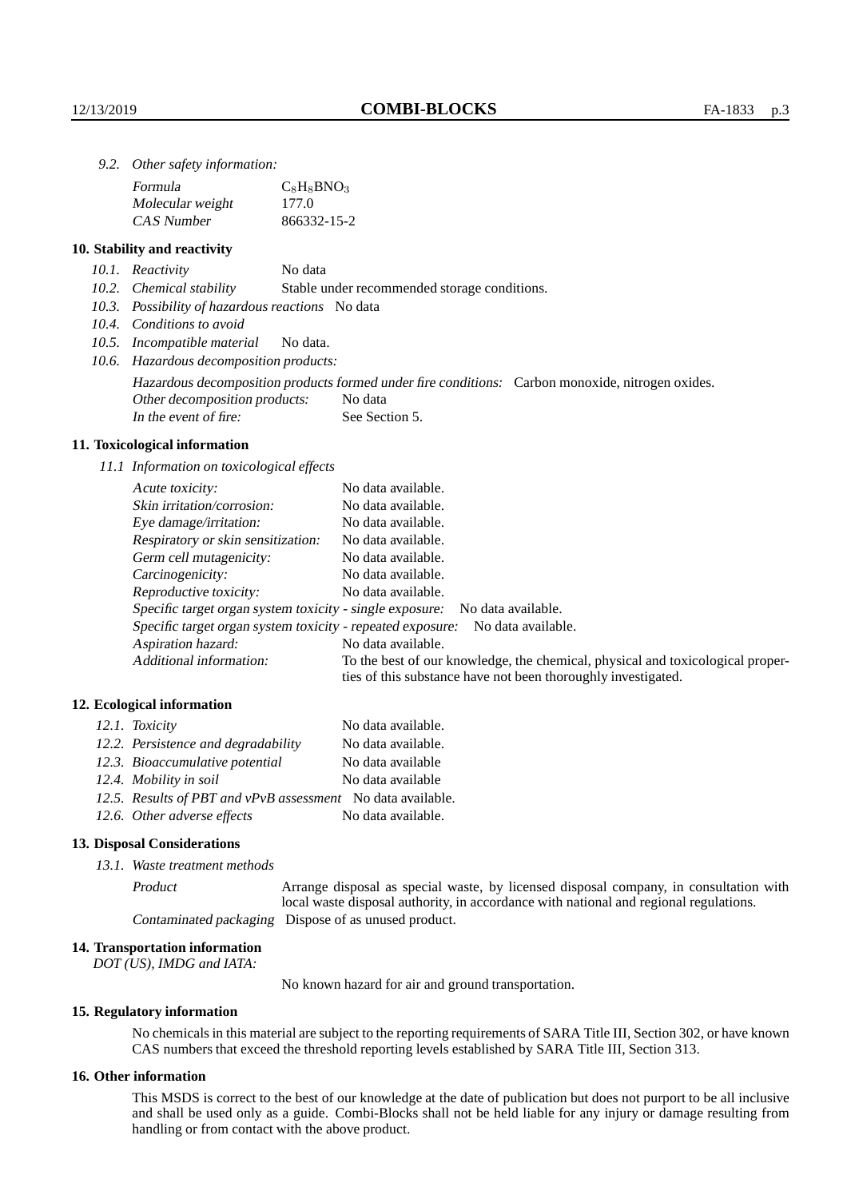*9.2. Other safety information:*

| | |
|---|---|
| *Formula* | $C_8H_8BNO_3$ |
| *Molecular weight* | 177.0 |
| *CAS Number* | 866332-15-2 |

## 10. Stability and reactivity

*10.1. Reactivity* No data

*10.2. Chemical stability* Stable under recommended storage conditions.

*10.3. Possibility of hazardous reactions* No data

*10.4. Conditions to avoid*

*10.5. Incompatible material* No data.

*10.6. Hazardous decomposition products:*

*Hazardous decomposition products formed under fire conditions:* Carbon monoxide, nitrogen oxides.

*Other decomposition products:* No data

*In the event of fire:* See Section 5.

## 11. Toxicological information

*11.1 Information on toxicological effects*

| | |
|---|---|
| *Acute toxicity:* | No data available. |
| *Skin irritation/corrosion:* | No data available. |
| *Eye damage/irritation:* | No data available. |
| *Respiratory or skin sensitization:* | No data available. |
| *Germ cell mutagenicity:* | No data available. |
| *Carcinogenicity:* | No data available. |
| *Reproductive toxicity:* | No data available. |
| *Specific target organ system toxicity - single exposure:* | No data available. |
| *Specific target organ system toxicity - repeated exposure:* | No data available. |
| *Aspiration hazard:* | No data available. |
| *Additional information:* | To the best of our knowledge, the chemical, physical and toxicological properties of this substance have not been thoroughly investigated. |

## 12. Ecological information

| | |
|---|---|
| *12.1. Toxicity* | No data available. |
| *12.2. Persistence and degradability* | No data available. |
| *12.3. Bioaccumulative potential* | No data available |
| *12.4. Mobility in soil* | No data available |
| *12.5. Results of PBT and vPvB assessment* | No data available. |
| *12.6. Other adverse effects* | No data available. |

## 13. Disposal Considerations

*13.1. Waste treatment methods*

*Product* Arrange disposal as special waste, by licensed disposal company, in consultation with local waste disposal authority, in accordance with national and regional regulations.

*Contaminated packaging* Dispose of as unused product.

## 14. Transportation information

*DOT (US), IMDG and IATA:*

No known hazard for air and ground transportation.

## 15. Regulatory information

No chemicals in this material are subject to the reporting requirements of SARA Title III, Section 302, or have known CAS numbers that exceed the threshold reporting levels established by SARA Title III, Section 313.

## 16. Other information

This MSDS is correct to the best of our knowledge at the date of publication but does not purport to be all inclusive and shall be used only as a guide. Combi-Blocks shall not be held liable for any injury or damage resulting from handling or from contact with the above product.